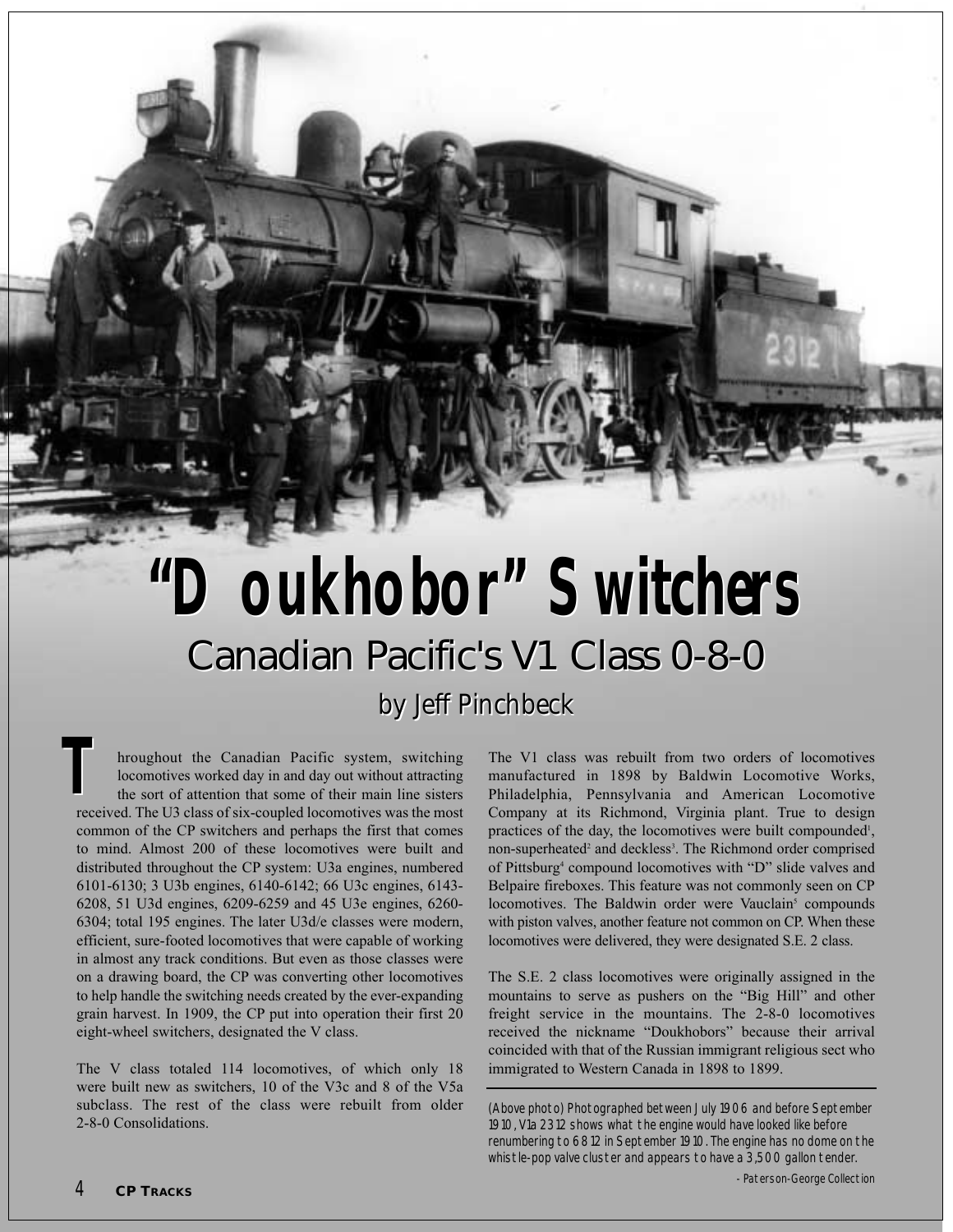# “Doukhobor” Switchers

## Canadian Pacific's V1 Class 0-8-0

### by Jeff Pinchbeck

Throughout the Canadian Pacific system, switching locomotives worked day in and day out without attracting the sort of attention that some of their main line sisters received. The U3 class of six-coupled locomotives was the most common of the CP switchers and perhaps the first that comes to mind. Almost 200 of these locomotives were built and distributed throughout the CP system: U3a engines, numbered 6101-6130; 3 U3b engines, 6140-6142; 66 U3c engines, 6143-6208, 51 U3d engines, 6209-6259 and 45 U3e engines, 6260-6304; total 195 engines. The later U3d/e classes were modern, efficient, sure-footed locomotives that were capable of working in almost any track conditions. But even as those classes were on a drawing board, the CP was converting other locomotives to help handle the switching needs created by the ever-expanding grain harvest. In 1909, the CP put into operation their first 20 eight-wheel switchers, designated the V class.

The V class totaled 114 locomotives, of which only 18 were built new as switchers, 10 of the V3c and 8 of the V5a subclass. The rest of the class were rebuilt from older 2-8-0 Consolidations.

The V1 class was rebuilt from two orders of locomotives manufactured in 1898 by Baldwin Locomotive Works, Philadelphia, Pennsylvania and American Locomotive Company at its Richmond, Virginia plant. True to design practices of the day, the locomotives were built compounded[1], non-superheated[2] and deckless[3]. The Richmond order comprised of Pittsburg[4] compound locomotives with “D” slide valves and Belpaire fireboxes. This feature was not commonly seen on CP locomotives. The Baldwin order were Vauclain[5] compounds with piston valves, another feature not common on CP. When these locomotives were delivered, they were designated S.E. 2 class.

The S.E. 2 class locomotives were originally assigned in the mountains to serve as pushers on the “Big Hill” and other freight service in the mountains. The 2-8-0 locomotives received the nickname “Doukhobors” because their arrival coincided with that of the Russian immigrant religious sect who immigrated to Western Canada in 1898 to 1899.

(Above photo) Photographed between July 1906 and before September 1910, V1a 2312 shows what the engine would have looked like before renumbering to 6812 in September 1910. The engine has no dome on the whistle-pop valve cluster and appears to have a 3,500 gallon tender.

- Paterson-George Collection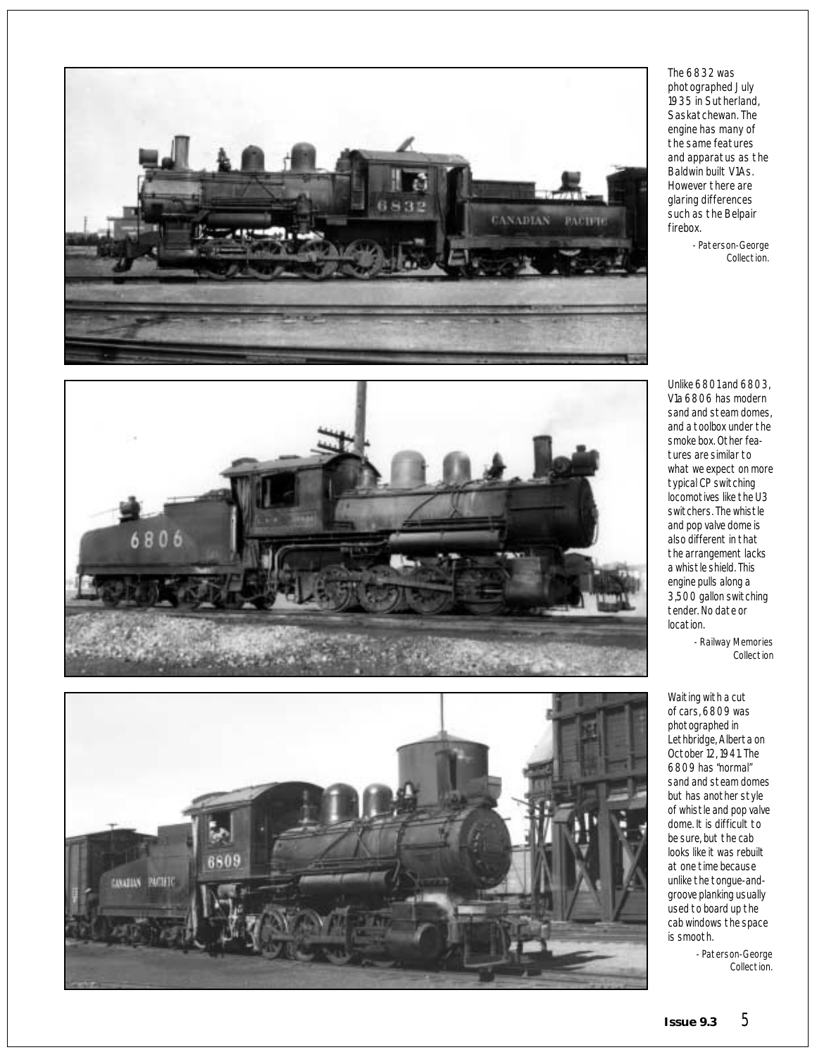The 6832 was photographed July 1935 in Sutherland, Saskatchewan. The engine has many of the same features and apparatus as the Baldwin built V1As. However there are glaring differences such as the Belpair firebox.

- Paterson-George Collection.

Unlike 6801 and 6803, V1a 6806 has modern sand and steam domes, and a toolbox under the smoke box. Other features are similar to what we expect on more typical CP switching locomotives like the U3 switchers. The whistle and pop valve dome is also different in that the arrangement lacks a whistle shield. This engine pulls along a 3,500 gallon switching tender. No date or location.

- Railway Memories Collection

Waiting with a cut of cars, 6809 was photographed in Lethbridge, Alberta on October 12, 1941. The 6809 has "normal" sand and steam domes but has another style of whistle and pop valve dome. It is difficult to be sure, but the cab looks like it was rebuilt at one time because unlike the tongue-and-groove planking usually used to board up the cab windows the space is smooth.

- Paterson-George Collection.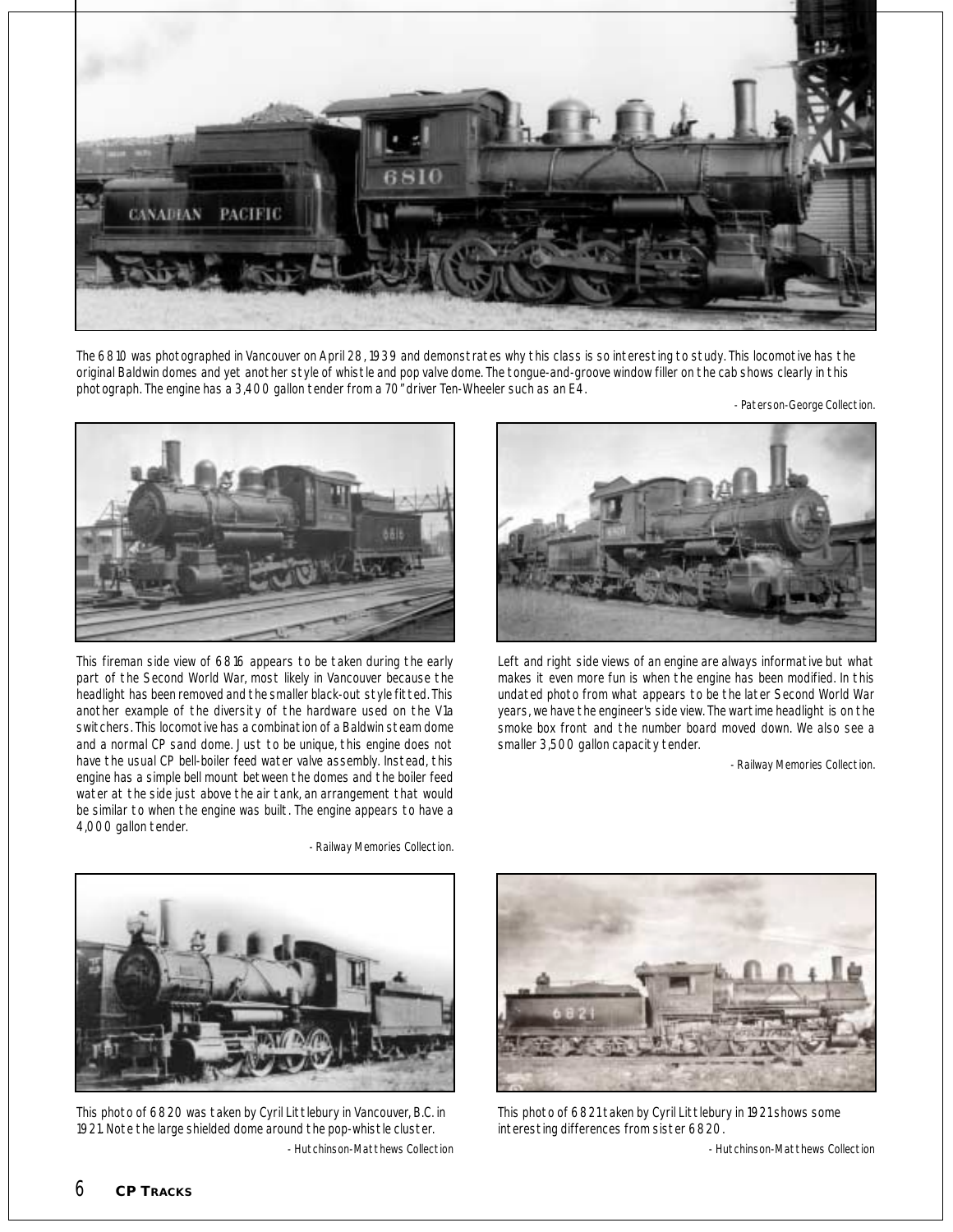The 6810 was photographed in Vancouver on April 28, 1939 and demonstrates why this class is so interesting to study. This locomotive has the original Baldwin domes and yet another style of whistle and pop valve dome. The tongue-and-groove window filler on the cab shows clearly in this photograph. The engine has a 3,400 gallon tender from a 70" driver Ten-Wheeler such as an E4.

- Paterson-George Collection.

This fireman side view of 6816 appears to be taken during the early part of the Second World War, most likely in Vancouver because the headlight has been removed and the smaller black-out style fitted. This another example of the diversity of the hardware used on the V1a switchers. This locomotive has a combination of a Baldwin steam dome and a normal CP sand dome. Just to be unique, this engine does not have the usual CP bell-boiler feed water valve assembly. Instead, this engine has a simple bell mount between the domes and the boiler feed water at the side just above the air tank, an arrangement that would be similar to when the engine was built. The engine appears to have a 4,000 gallon tender.

- Railway Memories Collection.

Left and right side views of an engine are always informative but what makes it even more fun is when the engine has been modified. In this undated photo from what appears to be the later Second World War years, we have the engineer's side view. The wartime headlight is on the smoke box front and the number board moved down. We also see a smaller 3,500 gallon capacity tender.

- Railway Memories Collection.

This photo of 6820 was taken by Cyril Littlebury in Vancouver, B.C. in 1921. Note the large shielded dome around the pop-whistle cluster.

- Hutchinson-Matthews Collection

This photo of 6821 taken by Cyril Littlebury in 1921 shows some interesting differences from sister 6820.

- Hutchinson-Matthews Collection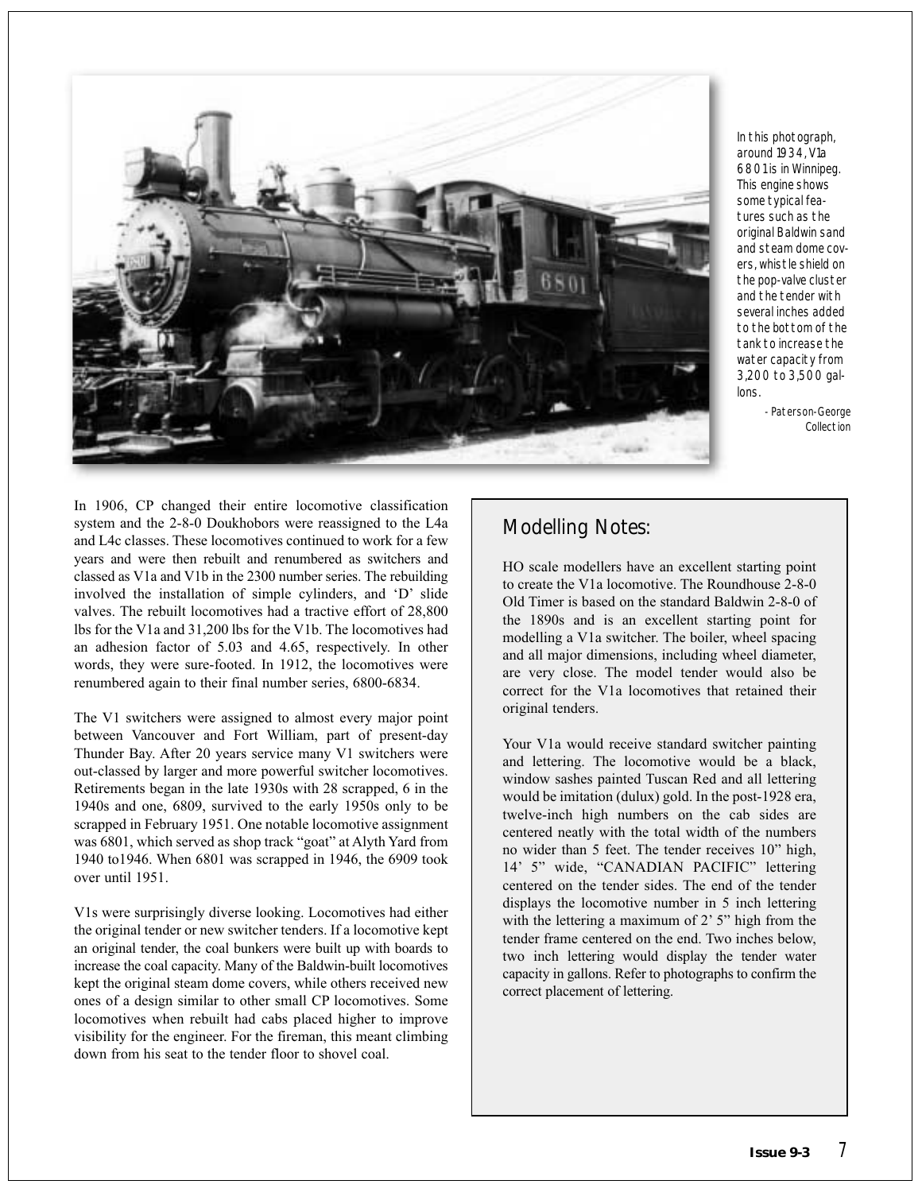In this photograph, around 1934, V1a 6801 is in Winnipeg. This engine shows some typical features such as the original Baldwin sand and steam dome covers, whistle shield on the pop-valve cluster and the tender with several inches added to the bottom of the tank to increase the water capacity from 3,200 to 3,500 gallons.

- Paterson-George Collection

In 1906, CP changed their entire locomotive classification system and the 2-8-0 Doukhobors were reassigned to the L4a and L4c classes. These locomotives continued to work for a few years and were then rebuilt and renumbered as switchers and classed as V1a and V1b in the 2300 number series. The rebuilding involved the installation of simple cylinders, and 'D' slide valves. The rebuilt locomotives had a tractive effort of 28,800 lbs for the V1a and 31,200 lbs for the V1b. The locomotives had an adhesion factor of 5.03 and 4.65, respectively. In other words, they were sure-footed. In 1912, the locomotives were renumbered again to their final number series, 6800-6834.

The V1 switchers were assigned to almost every major point between Vancouver and Fort William, part of present-day Thunder Bay. After 20 years service many V1 switchers were out-classed by larger and more powerful switcher locomotives. Retirements began in the late 1930s with 28 scrapped, 6 in the 1940s and one, 6809, survived to the early 1950s only to be scrapped in February 1951. One notable locomotive assignment was 6801, which served as shop track "goat" at Alyth Yard from 1940 to1946. When 6801 was scrapped in 1946, the 6909 took over until 1951.

V1s were surprisingly diverse looking. Locomotives had either the original tender or new switcher tenders. If a locomotive kept an original tender, the coal bunkers were built up with boards to increase the coal capacity. Many of the Baldwin-built locomotives kept the original steam dome covers, while others received new ones of a design similar to other small CP locomotives. Some locomotives when rebuilt had cabs placed higher to improve visibility for the engineer. For the fireman, this meant climbing down from his seat to the tender floor to shovel coal.

## Modelling Notes:

HO scale modellers have an excellent starting point to create the V1a locomotive. The Roundhouse 2-8-0 Old Timer is based on the standard Baldwin 2-8-0 of the 1890s and is an excellent starting point for modelling a V1a switcher. The boiler, wheel spacing and all major dimensions, including wheel diameter, are very close. The model tender would also be correct for the V1a locomotives that retained their original tenders.

Your V1a would receive standard switcher painting and lettering. The locomotive would be a black, window sashes painted Tuscan Red and all lettering would be imitation (dulux) gold. In the post-1928 era, twelve-inch high numbers on the cab sides are centered neatly with the total width of the numbers no wider than 5 feet. The tender receives 10" high, 14' 5" wide, "CANADIAN PACIFIC" lettering centered on the tender sides. The end of the tender displays the locomotive number in 5 inch lettering with the lettering a maximum of 2' 5" high from the tender frame centered on the end. Two inches below, two inch lettering would display the tender water capacity in gallons. Refer to photographs to confirm the correct placement of lettering.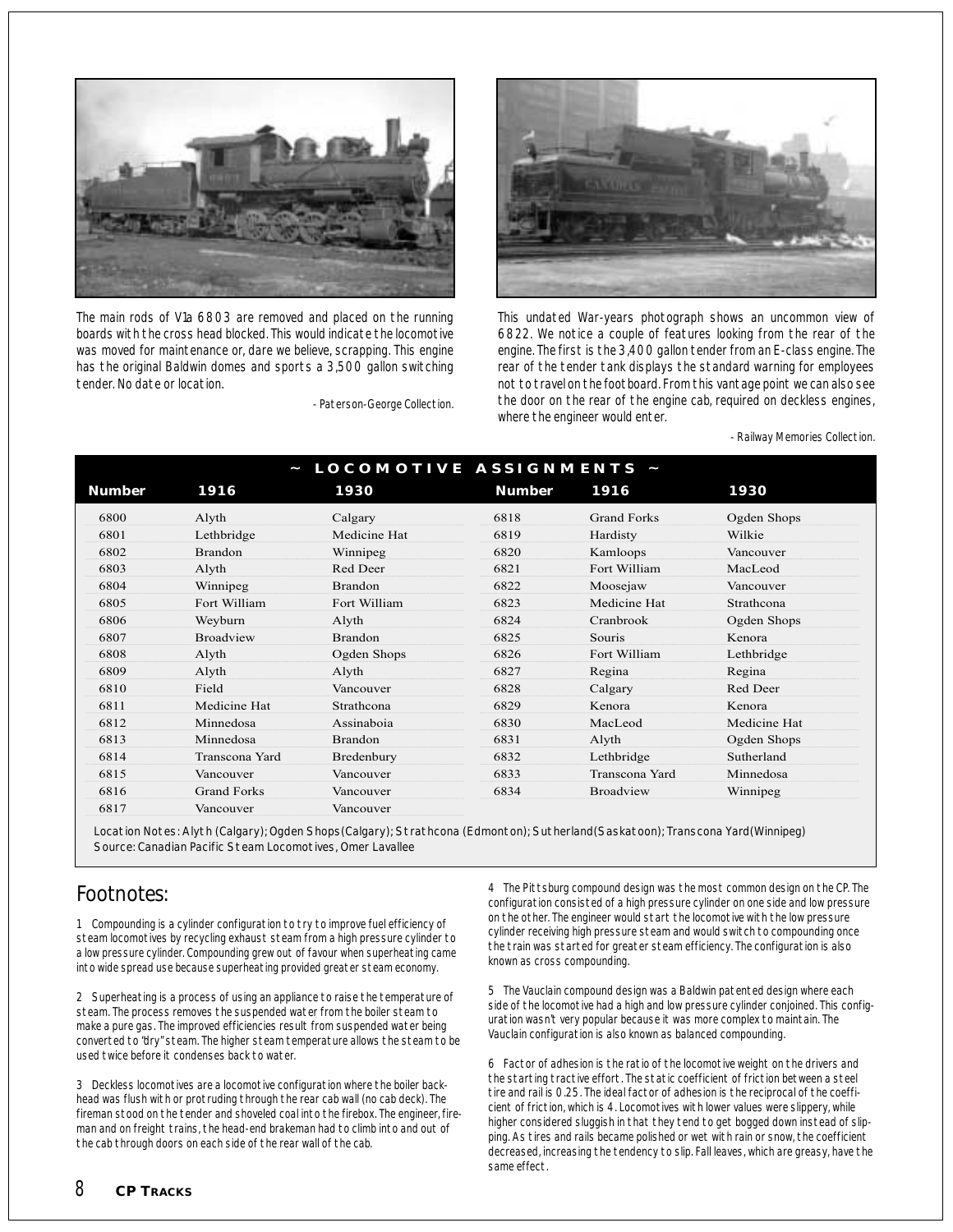The main rods of V1a 6803 are removed and placed on the running boards with the cross head blocked. This would indicate the locomotive was moved for maintenance or, dare we believe, scrapping. This engine has the original Baldwin domes and sports a 3,500 gallon switching tender. No date or location.

- Paterson-George Collection.

This undated War-years photograph shows an uncommon view of 6822. We notice a couple of features looking from the rear of the engine. The first is the 3,400 gallon tender from an E-class engine. The rear of the tender tank displays the standard warning for employees not to travel on the footboard. From this vantage point we can also see the door on the rear of the engine cab, required on deckless engines, where the engineer would enter.

- Railway Memories Collection.

## ~ LOCOMOTIVE ASSIGNMENTS ~

| Number | 1916 | 1930 | Number | 1916 | 1930 |
|---|---|---|---|---|---|
| 6800 | Alyth | Calgary | 6818 | Grand Forks | Ogden Shops |
| 6801 | Lethbridge | Medicine Hat | 6819 | Hardisty | Wilkie |
| 6802 | Brandon | Winnipeg | 6820 | Kamloops | Vancouver |
| 6803 | Alyth | Red Deer | 6821 | Fort William | MacLeod |
| 6804 | Winnipeg | Brandon | 6822 | Moosejaw | Vancouver |
| 6805 | Fort William | Fort William | 6823 | Medicine Hat | Strathcona |
| 6806 | Weyburn | Alyth | 6824 | Cranbrook | Ogden Shops |
| 6807 | Broadview | Brandon | 6825 | Souris | Kenora |
| 6808 | Alyth | Ogden Shops | 6826 | Fort William | Lethbridge |
| 6809 | Alyth | Alyth | 6827 | Regina | Regina |
| 6810 | Field | Vancouver | 6828 | Calgary | Red Deer |
| 6811 | Medicine Hat | Strathcona | 6829 | Kenora | Kenora |
| 6812 | Minnedosa | Assinaboia | 6830 | MacLeod | Medicine Hat |
| 6813 | Minnedosa | Brandon | 6831 | Alyth | Ogden Shops |
| 6814 | Transcona Yard | Bredenbury | 6832 | Lethbridge | Sutherland |
| 6815 | Vancouver | Vancouver | 6833 | Transcona Yard | Minnedosa |
| 6816 | Grand Forks | Vancouver | 6834 | Broadview | Winnipeg |
| 6817 | Vancouver | Vancouver | | | |

Location Notes: Alyth (Calgary); Ogden Shops (Calgary); Strathcona (Edmonton); Sutherland (Saskatoon); Transcona Yard (Winnipeg)
Source: Canadian Pacific Steam Locomotives, Omer Lavallee

## Footnotes:

1 Compounding is a cylinder configuration to try to improve fuel efficiency of steam locomotives by recycling exhaust steam from a high pressure cylinder to a low pressure cylinder. Compounding grew out of favour when superheating came into wide spread use because superheating provided greater steam economy.

2 Superheating is a process of using an appliance to raise the temperature of steam. The process removes the suspended water from the boiler steam to make a pure gas. The improved efficiencies result from suspended water being converted to "dry" steam. The higher steam temperature allows the steam to be used twice before it condenses back to water.

3 Deckless locomotives are a locomotive configuration where the boiler backhead was flush with or protruding through the rear cab wall (no cab deck). The fireman stood on the tender and shoveled coal into the firebox. The engineer, fireman and on freight trains, the head-end brakeman had to climb into and out of the cab through doors on each side of the rear wall of the cab.

4 The Pittsburg compound design was the most common design on the CP. The configuration consisted of a high pressure cylinder on one side and low pressure on the other. The engineer would start the locomotive with the low pressure cylinder receiving high pressure steam and would switch to compounding once the train was started for greater steam efficiency. The configuration is also known as cross compounding.

5 The Vauclain compound design was a Baldwin patented design where each side of the locomotive had a high and low pressure cylinder conjoined. This configuration wasn't very popular because it was more complex to maintain. The Vauclain configuration is also known as balanced compounding.

6 Factor of adhesion is the ratio of the locomotive weight on the drivers and the starting tractive effort. The static coefficient of friction between a steel tire and rail is 0.25. The ideal factor of adhesion is the reciprocal of the coefficient of friction, which is 4. Locomotives with lower values were slippery, while higher considered sluggish in that they tend to get bogged down instead of slipping. As tires and rails became polished or wet with rain or snow, the coefficient decreased, increasing the tendency to slip. Fall leaves, which are greasy, have the same effect.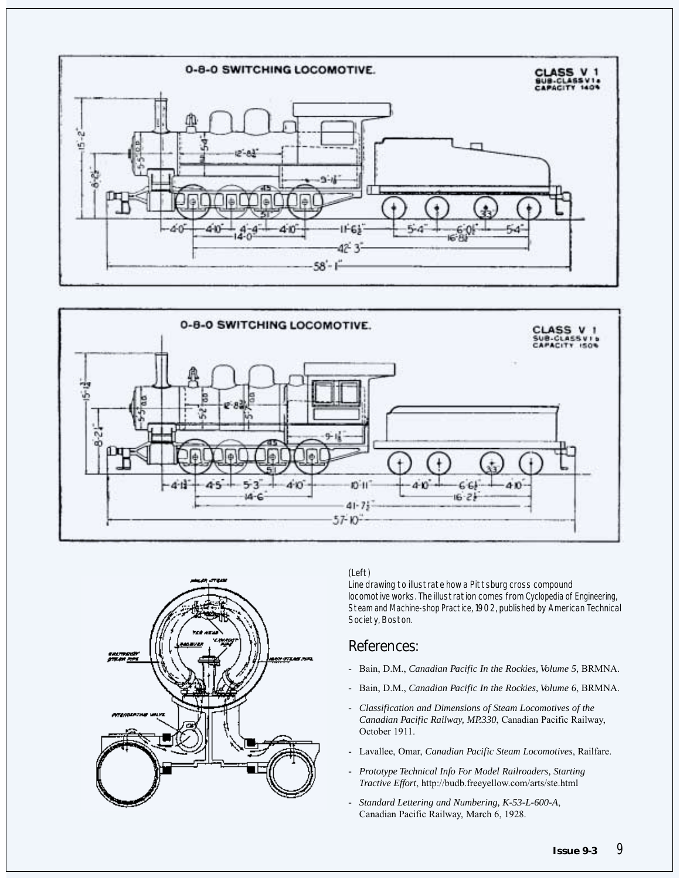0-8-0 SWITCHING LOCOMOTIVE.

CLASS V 1
SUB-CLASS V 1 a
CAPACITY 140⁵

15'-2"
8'-8½"
5'-5" O.D.
5'-4"
12'-8¾"
9'-1⅛"
45
51
33
4'-0" 4'-10" 4'-4" 4'-10" 11'-6½" 5'-4" 6'-0½" 5'-4"
14'-0"
16'-8½"
42' 3"
58'-1"

0-8-0 SWITCHING LOCOMOTIVE.

CLASS V 1
SUB-CLASS V 1 b
CAPACITY 150⁵

15'-1½"
8'-2½"
5'-5" O.D.
5'-2" O.D.
5'-7" O.D.
12'-8¾"
9'-1⅛"
45
51
33
4'-1½" 4'-5" 5'-3" 4'-10" 10'-11" 4'-10" 6'-6½" 4'-0"
14'-6"
16'-2½"
41'-7½"
57'-10"

(Left)
Line drawing to illustrate how a Pittsburg cross compound locomotive works. The illustration comes from Cyclopedia of Engineering, Steam and Machine-shop Practice, 1902, published by American Technical Society, Boston.

## References:

- Bain, D.M., *Canadian Pacific In the Rockies, Volume 5*, BRMNA.
- Bain, D.M., *Canadian Pacific In the Rockies, Volume 6*, BRMNA.
- *Classification and Dimensions of Steam Locomotives of the Canadian Pacific Railway, MP.330*, Canadian Pacific Railway, October 1911.
- Lavallee, Omar, *Canadian Pacific Steam Locomotives*, Railfare.
- *Prototype Technical Info For Model Railroaders, Starting Tractive Effort*, http://budb.freeyellow.com/arts/ste.html
- *Standard Lettering and Numbering, K-53-L-600-A*, Canadian Pacific Railway, March 6, 1928.